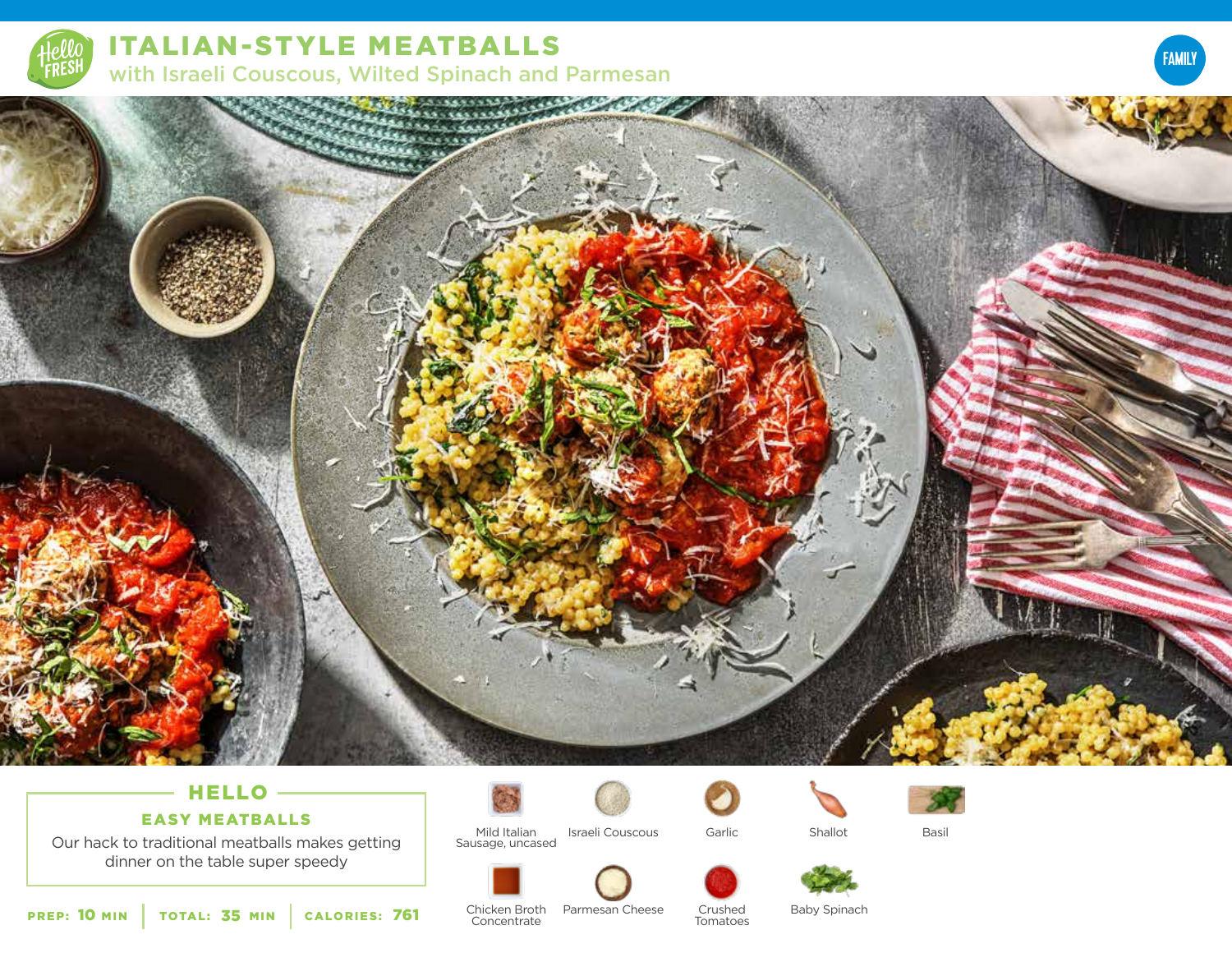# ITALIAN-STYLE MEATBALLS

## with Israeli Couscous, Wilted Spinach and Parmesan

FAMILY

### HELLO

**EASY MEATBALLS**

Our hack to traditional meatballs makes getting dinner on the table super speedy

**PREP:** 10 MIN | **TOTAL:** 35 MIN | **CALORIES:** 761

- Mild Italian Sausage, uncased
- Israeli Couscous
- Garlic
- Shallot
- Basil
- Chicken Broth Concentrate
- Parmesan Cheese
- Crushed Tomatoes
- Baby Spinach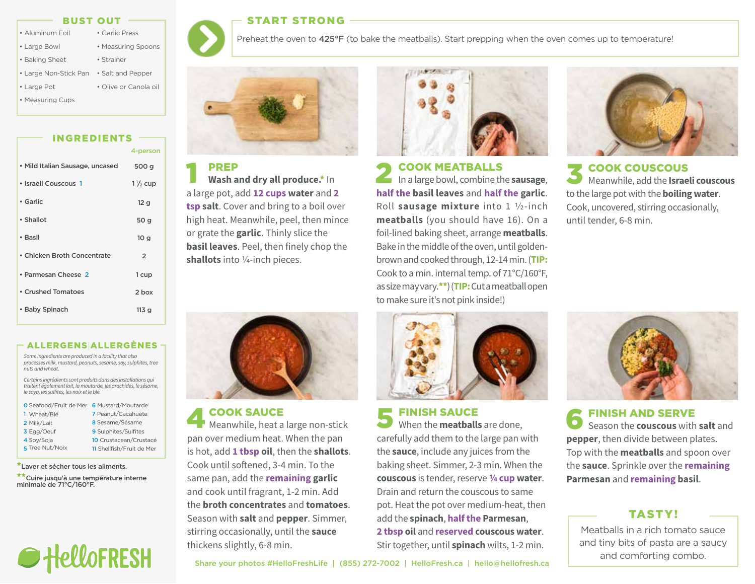## BUST OUT

- Aluminum Foil
- Large Bowl
- Baking Sheet
- Large Non-Stick Pan
- Large Pot
- Measuring Cups
- Garlic Press
- Measuring Spoons
- Strainer
- Salt and Pepper
- Olive or Canola oil

## INGREDIENTS

| | 4-person |
|---|---|
| Mild Italian Sausage, uncased | 500 g |
| Israeli Couscous 1 | 1 ½ cup |
| Garlic | 12 g |
| Shallot | 50 g |
| Basil | 10 g |
| Chicken Broth Concentrate | 2 |
| Parmesan Cheese 2 | 1 cup |
| Crushed Tomatoes | 2 box |
| Baby Spinach | 113 g |

## ALLERGENS|ALLERGÈNES

*Some ingredients are produced in a facility that also processes milk, mustard, peanuts, sesame, soy, sulphites, tree nuts and wheat.*

*Certains ingrédients sont produits dans des installations qui traitent également lait, la moutarde, les arachides, le sésame, le soya, les sulfites, les noix et le blé.*

- 0 Seafood/Fruit de Mer
- 1 Wheat/Blé
- 2 Milk/Lait
- 3 Egg/Oeuf
- 4 Soy/Soja
- 5 Tree Nut/Noix
- 6 Mustard/Moutarde
- 7 Peanut/Cacahuète
- 8 Sesame/Sésame
- 9 Sulphites/Sulfites
- 10 Crustacean/Crustacé
- 11 Shellfish/Fruit de Mer

*Laver et sécher tous les aliments.

**Cuire jusqu'à une température interne minimale de 71°C/160°F.

HelloFRESH

## START STRONG

Preheat the oven to **425°F** (to bake the meatballs). Start prepping when the oven comes up to temperature!

## 1 PREP

**Wash and dry all produce.*** In a large pot, add **12 cups water** and **2 tsp salt**. Cover and bring to a boil over high heat. Meanwhile, peel, then mince or grate the **garlic**. Thinly slice the **basil leaves**. Peel, then finely chop the **shallots** into ¼-inch pieces.

## 2 COOK MEATBALLS

In a large bowl, combine the **sausage**, **half the basil leaves** and **half the garlic**. Roll **sausage mixture** into 1 ½-inch **meatballs** (you should have 16). On a foil-lined baking sheet, arrange **meatballs**. Bake in the middle of the oven, until golden-brown and cooked through, 12-14 min. (**TIP:** Cook to a min. internal temp. of 71°C/160°F, as size may vary.**) (**TIP:** Cut a meatball open to make sure it's not pink inside!)

## 3 COOK COUSCOUS

Meanwhile, add the **Israeli couscous** to the large pot with the **boiling water**. Cook, uncovered, stirring occasionally, until tender, 6-8 min.

## 4 COOK SAUCE

Meanwhile, heat a large non-stick pan over medium heat. When the pan is hot, add **1 tbsp oil**, then the **shallots**. Cook until softened, 3-4 min. To the same pan, add the **remaining garlic** and cook until fragrant, 1-2 min. Add the **broth concentrates** and **tomatoes**. Season with **salt** and **pepper**. Simmer, stirring occasionally, until the **sauce** thickens slightly, 6-8 min.

## 5 FINISH SAUCE

When the **meatballs** are done, carefully add them to the large pan with the **sauce**, include any juices from the baking sheet. Simmer, 2-3 min. When the **couscous** is tender, reserve **¼ cup water**. Drain and return the couscous to same pot. Heat the pot over medium-heat, then add the **spinach**, **half the Parmesan**, **2 tbsp oil** and **reserved couscous water**. Stir together, until **spinach** wilts, 1-2 min.

## 6 FINISH AND SERVE

Season the **couscous** with **salt** and **pepper**, then divide between plates. Top with the **meatballs** and spoon over the **sauce**. Sprinkle over the **remaining Parmesan** and **remaining basil**.

## TASTY!

Meatballs in a rich tomato sauce and tiny bits of pasta are a saucy and comforting combo.

Share your photos #HelloFreshLife | (855) 272-7002 | HelloFresh.ca | hello@hellofresh.ca